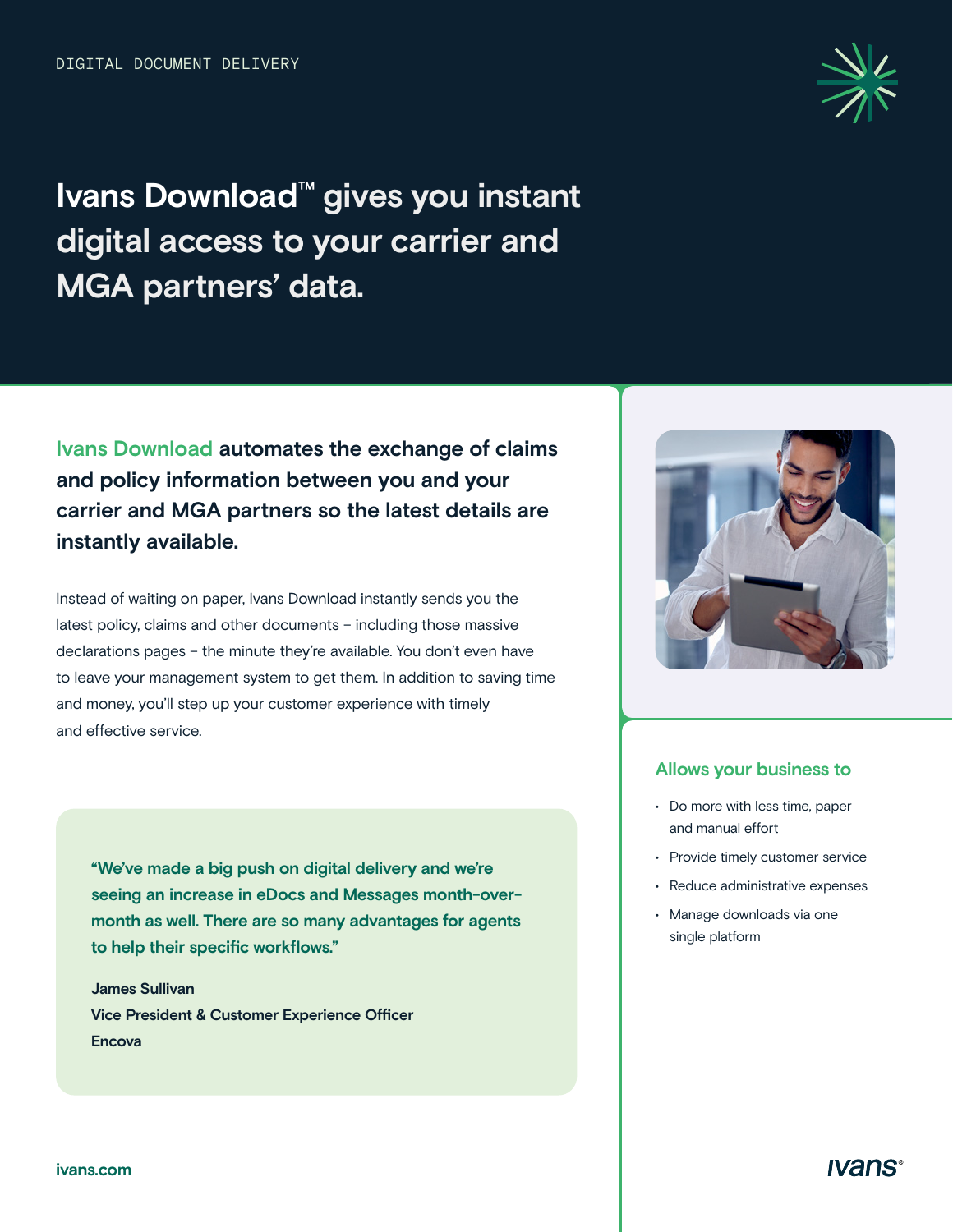DIGITAL DOCUMENT DELIVERY

# Ivans Download™ gives you instant digital access to your carrier and MGA partners' data.

**Ivans Download automates the exchange of claims and policy information between you and your carrier and MGA partners so the latest details are instantly available.**

Instead of waiting on paper, Ivans Download instantly sends you the latest policy, claims and other documents – including those massive declarations pages – the minute they're available. You don't even have to leave your management system to get them. In addition to saving time and money, you'll step up your customer experience with timely and effective service.

> **"We've made a big push on digital delivery and we're seeing an increase in eDocs and Messages month-over-month as well. There are so many advantages for agents to help their specific workflows."**
>
> **James Sullivan**
> **Vice President & Customer Experience Officer**
> **Encova**

## Allows your business to

- Do more with less time, paper and manual effort
- Provide timely customer service
- Reduce administrative expenses
- Manage downloads via one single platform

ivans.com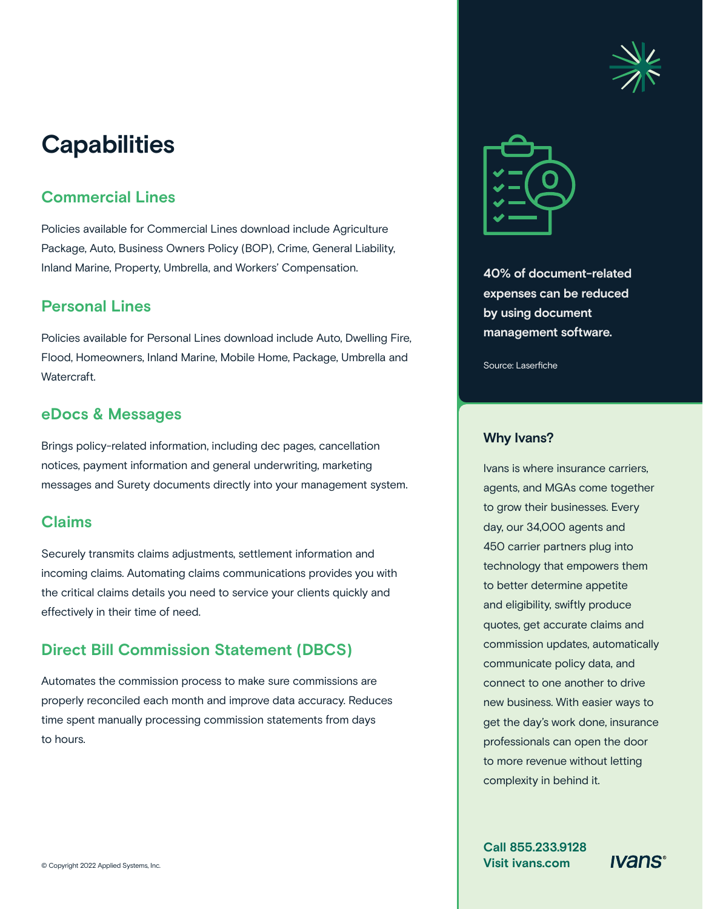# Capabilities

## Commercial Lines

Policies available for Commercial Lines download include Agriculture Package, Auto, Business Owners Policy (BOP), Crime, General Liability, Inland Marine, Property, Umbrella, and Workers' Compensation.

## Personal Lines

Policies available for Personal Lines download include Auto, Dwelling Fire, Flood, Homeowners, Inland Marine, Mobile Home, Package, Umbrella and Watercraft.

## eDocs & Messages

Brings policy-related information, including dec pages, cancellation notices, payment information and general underwriting, marketing messages and Surety documents directly into your management system.

## Claims

Securely transmits claims adjustments, settlement information and incoming claims. Automating claims communications provides you with the critical claims details you need to service your clients quickly and effectively in their time of need.

## Direct Bill Commission Statement (DBCS)

Automates the commission process to make sure commissions are properly reconciled each month and improve data accuracy. Reduces time spent manually processing commission statements from days to hours.

© Copyright 2022 Applied Systems, Inc.

**40% of document-related expenses can be reduced by using document management software.**

Source: Laserfiche

### Why Ivans?

Ivans is where insurance carriers, agents, and MGAs come together to grow their businesses. Every day, our 34,000 agents and 450 carrier partners plug into technology that empowers them to better determine appetite and eligibility, swiftly produce quotes, get accurate claims and commission updates, automatically communicate policy data, and connect to one another to drive new business. With easier ways to get the day's work done, insurance professionals can open the door to more revenue without letting complexity in behind it.

**Call 855.233.9128**
**Visit ivans.com**

ivans®